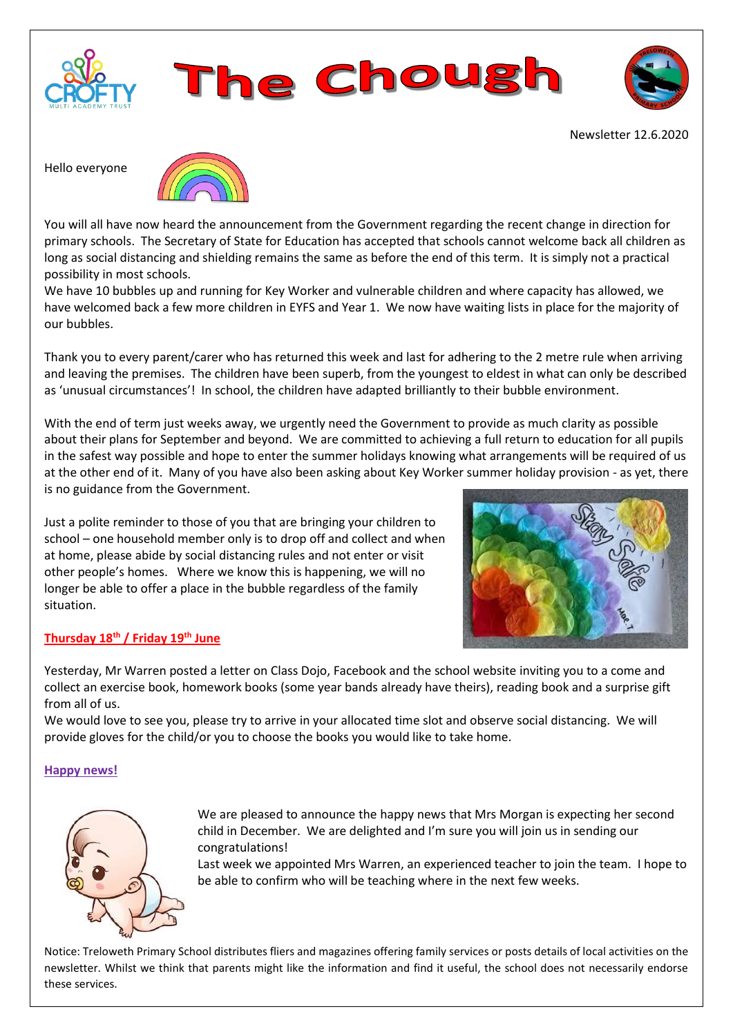# The Chough

Newsletter 12.6.2020

Hello everyone

You will all have now heard the announcement from the Government regarding the recent change in direction for primary schools. The Secretary of State for Education has accepted that schools cannot welcome back all children as long as social distancing and shielding remains the same as before the end of this term. It is simply not a practical possibility in most schools.
We have 10 bubbles up and running for Key Worker and vulnerable children and where capacity has allowed, we have welcomed back a few more children in EYFS and Year 1. We now have waiting lists in place for the majority of our bubbles.

Thank you to every parent/carer who has returned this week and last for adhering to the 2 metre rule when arriving and leaving the premises. The children have been superb, from the youngest to eldest in what can only be described as 'unusual circumstances'! In school, the children have adapted brilliantly to their bubble environment.

With the end of term just weeks away, we urgently need the Government to provide as much clarity as possible about their plans for September and beyond. We are committed to achieving a full return to education for all pupils in the safest way possible and hope to enter the summer holidays knowing what arrangements will be required of us at the other end of it. Many of you have also been asking about Key Worker summer holiday provision - as yet, there is no guidance from the Government.

Just a polite reminder to those of you that are bringing your children to school – one household member only is to drop off and collect and when at home, please abide by social distancing rules and not enter or visit other people's homes. Where we know this is happening, we will no longer be able to offer a place in the bubble regardless of the family situation.

## Thursday 18th / Friday 19th June

Yesterday, Mr Warren posted a letter on Class Dojo, Facebook and the school website inviting you to a come and collect an exercise book, homework books (some year bands already have theirs), reading book and a surprise gift from all of us.
We would love to see you, please try to arrive in your allocated time slot and observe social distancing. We will provide gloves for the child/or you to choose the books you would like to take home.

## Happy news!

We are pleased to announce the happy news that Mrs Morgan is expecting her second child in December. We are delighted and I'm sure you will join us in sending our congratulations!
Last week we appointed Mrs Warren, an experienced teacher to join the team. I hope to be able to confirm who will be teaching where in the next few weeks.

Notice: Treloweth Primary School distributes fliers and magazines offering family services or posts details of local activities on the newsletter. Whilst we think that parents might like the information and find it useful, the school does not necessarily endorse these services.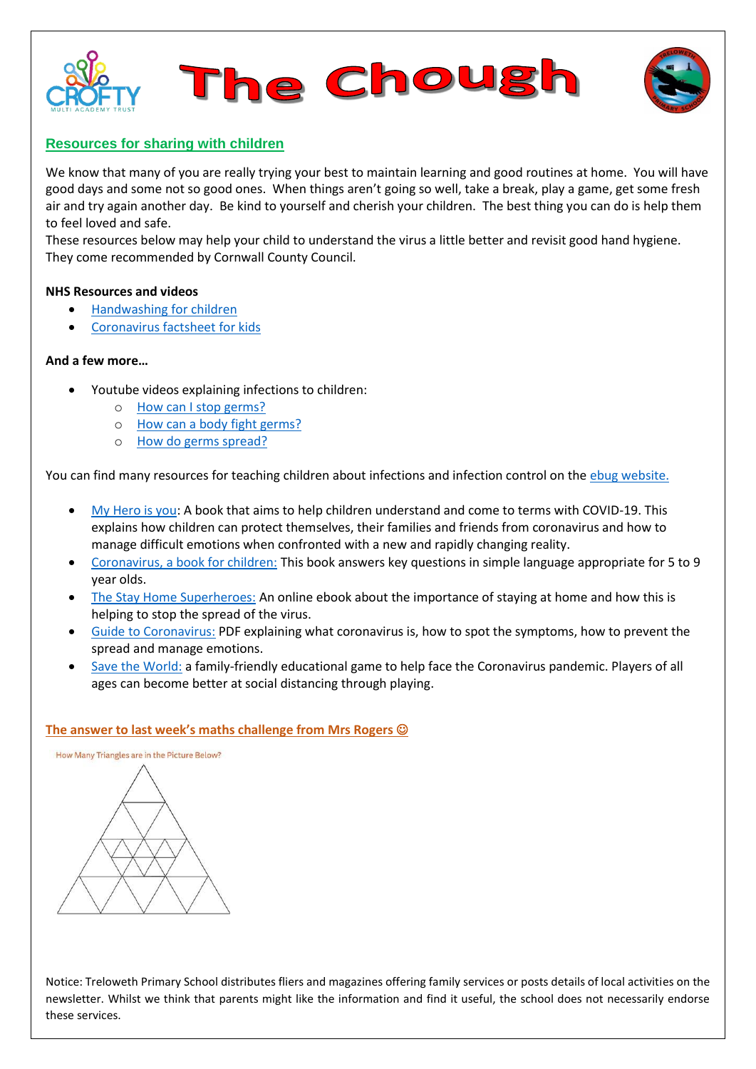# The Chough

## Resources for sharing with children

We know that many of you are really trying your best to maintain learning and good routines at home. You will have good days and some not so good ones. When things aren't going so well, take a break, play a game, get some fresh air and try again another day. Be kind to yourself and cherish your children. The best thing you can do is help them to feel loved and safe.
These resources below may help your child to understand the virus a little better and revisit good hand hygiene. They come recommended by Cornwall County Council.

**NHS Resources and videos**

- Handwashing for children
- Coronavirus factsheet for kids

**And a few more…**

- Youtube videos explaining infections to children:
    - How can I stop germs?
    - How can a body fight germs?
    - How do germs spread?

You can find many resources for teaching children about infections and infection control on the ebug website.

- My Hero is you: A book that aims to help children understand and come to terms with COVID-19. This explains how children can protect themselves, their families and friends from coronavirus and how to manage difficult emotions when confronted with a new and rapidly changing reality.
- Coronavirus, a book for children: This book answers key questions in simple language appropriate for 5 to 9 year olds.
- The Stay Home Superheroes: An online ebook about the importance of staying at home and how this is helping to stop the spread of the virus.
- Guide to Coronavirus: PDF explaining what coronavirus is, how to spot the symptoms, how to prevent the spread and manage emotions.
- Save the World: a family-friendly educational game to help face the Coronavirus pandemic. Players of all ages can become better at social distancing through playing.

## The answer to last week's maths challenge from Mrs Rogers ☺

How Many Triangles are in the Picture Below?

Notice: Treloweth Primary School distributes fliers and magazines offering family services or posts details of local activities on the newsletter. Whilst we think that parents might like the information and find it useful, the school does not necessarily endorse these services.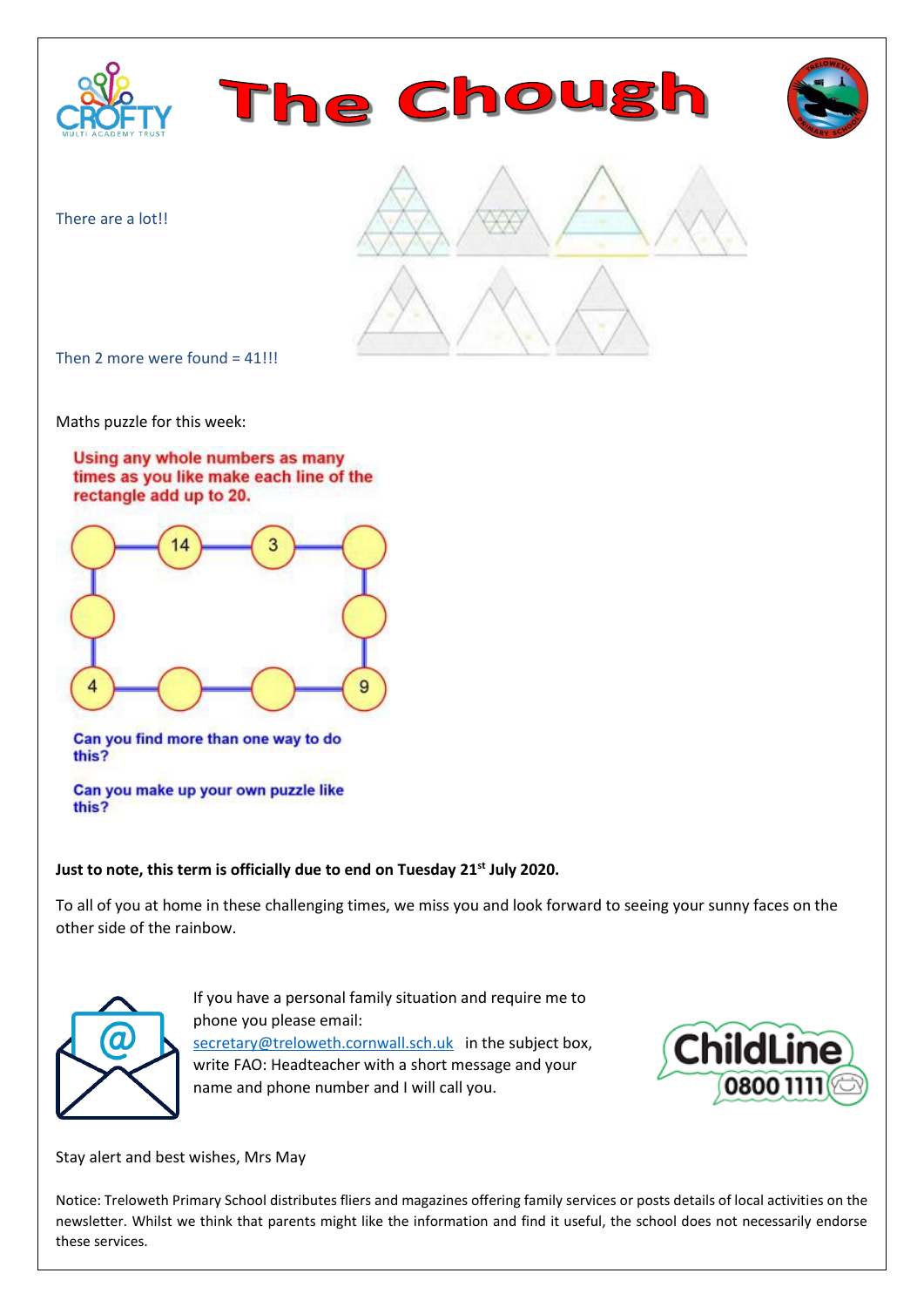There are a lot!!

Then 2 more were found = 41!!!

Maths puzzle for this week:

Using any whole numbers as many times as you like make each line of the rectangle add up to 20.

14 3

4 9

Can you find more than one way to do this?

Can you make up your own puzzle like this?

**Just to note, this term is officially due to end on Tuesday 21st July 2020.**

To all of you at home in these challenging times, we miss you and look forward to seeing your sunny faces on the other side of the rainbow.

If you have a personal family situation and require me to phone you please email: secretary@treloweth.cornwall.sch.uk in the subject box, write FAO: Headteacher with a short message and your name and phone number and I will call you.

ChildLine 0800 1111

Stay alert and best wishes, Mrs May

Notice: Treloweth Primary School distributes fliers and magazines offering family services or posts details of local activities on the newsletter. Whilst we think that parents might like the information and find it useful, the school does not necessarily endorse these services.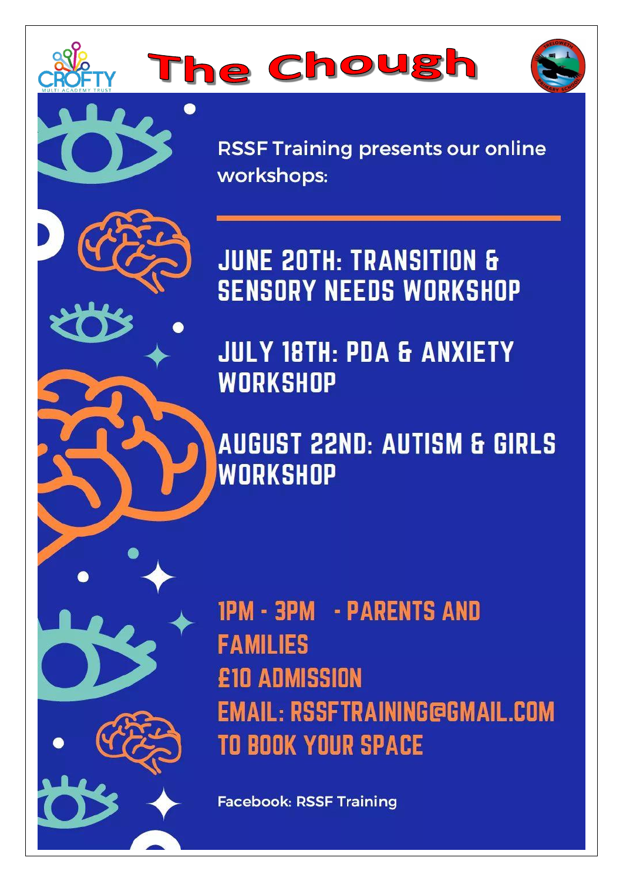# The Chough

RSSF Training presents our online workshops:

## JUNE 20TH: TRANSITION & SENSORY NEEDS WORKSHOP

## JULY 18TH: PDA & ANXIETY WORKSHOP

## AUGUST 22ND: AUTISM & GIRLS WORKSHOP

**1PM - 3PM - PARENTS AND FAMILIES**
**£10 ADMISSION**
**EMAIL: RSSFTRAINING@GMAIL.COM TO BOOK YOUR SPACE**

Facebook: RSSF Training